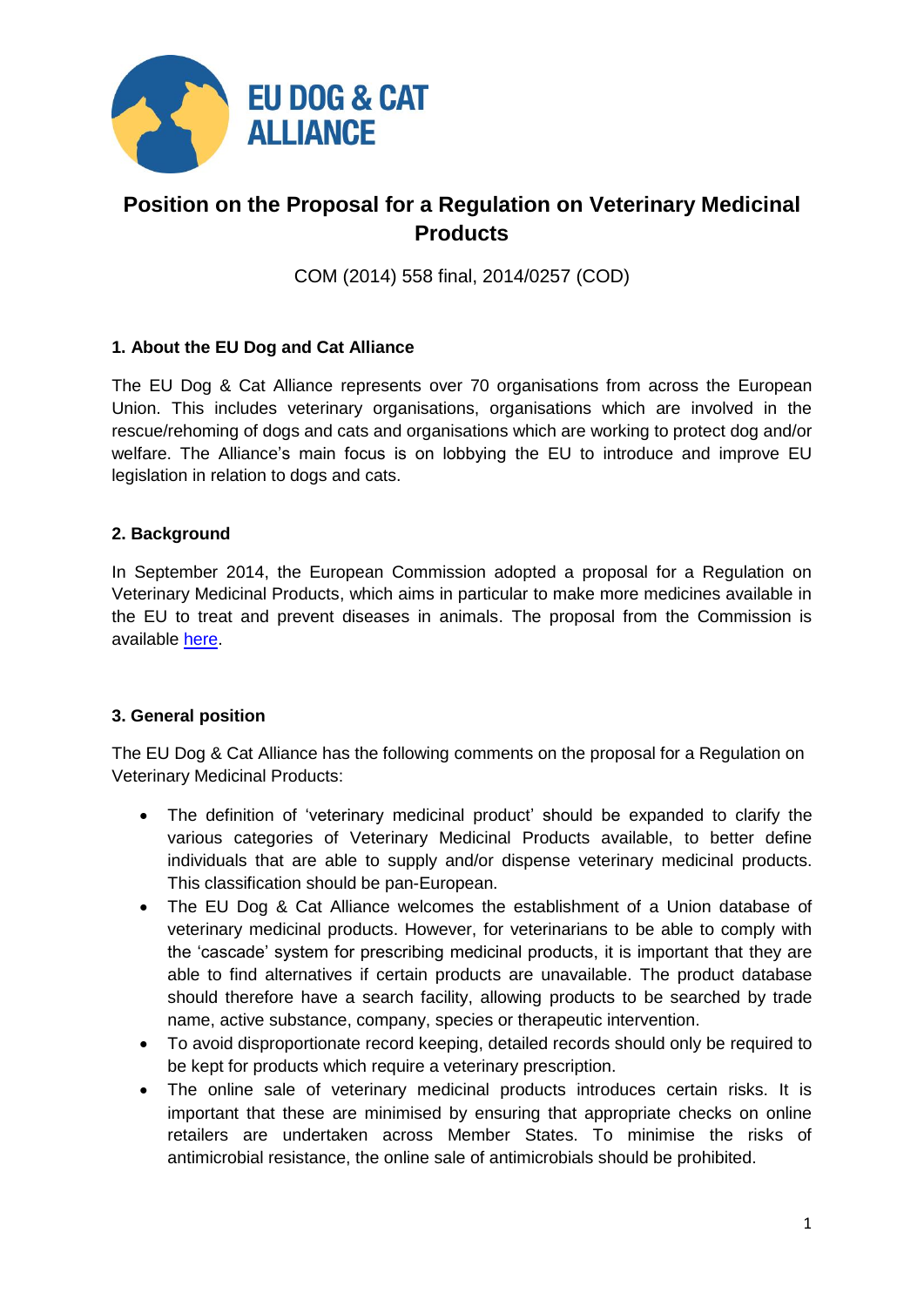EU DOG & CAT ALLIANCE

# Position on the Proposal for a Regulation on Veterinary Medicinal Products

COM (2014) 558 final, 2014/0257 (COD)

## 1. About the EU Dog and Cat Alliance

The EU Dog & Cat Alliance represents over 70 organisations from across the European Union. This includes veterinary organisations, organisations which are involved in the rescue/rehoming of dogs and cats and organisations which are working to protect dog and/or welfare. The Alliance's main focus is on lobbying the EU to introduce and improve EU legislation in relation to dogs and cats.

## 2. Background

In September 2014, the European Commission adopted a proposal for a Regulation on Veterinary Medicinal Products, which aims in particular to make more medicines available in the EU to treat and prevent diseases in animals. The proposal from the Commission is available here.

## 3. General position

The EU Dog & Cat Alliance has the following comments on the proposal for a Regulation on Veterinary Medicinal Products:

- The definition of 'veterinary medicinal product' should be expanded to clarify the various categories of Veterinary Medicinal Products available, to better define individuals that are able to supply and/or dispense veterinary medicinal products. This classification should be pan-European.
- The EU Dog & Cat Alliance welcomes the establishment of a Union database of veterinary medicinal products. However, for veterinarians to be able to comply with the 'cascade' system for prescribing medicinal products, it is important that they are able to find alternatives if certain products are unavailable. The product database should therefore have a search facility, allowing products to be searched by trade name, active substance, company, species or therapeutic intervention.
- To avoid disproportionate record keeping, detailed records should only be required to be kept for products which require a veterinary prescription.
- The online sale of veterinary medicinal products introduces certain risks. It is important that these are minimised by ensuring that appropriate checks on online retailers are undertaken across Member States. To minimise the risks of antimicrobial resistance, the online sale of antimicrobials should be prohibited.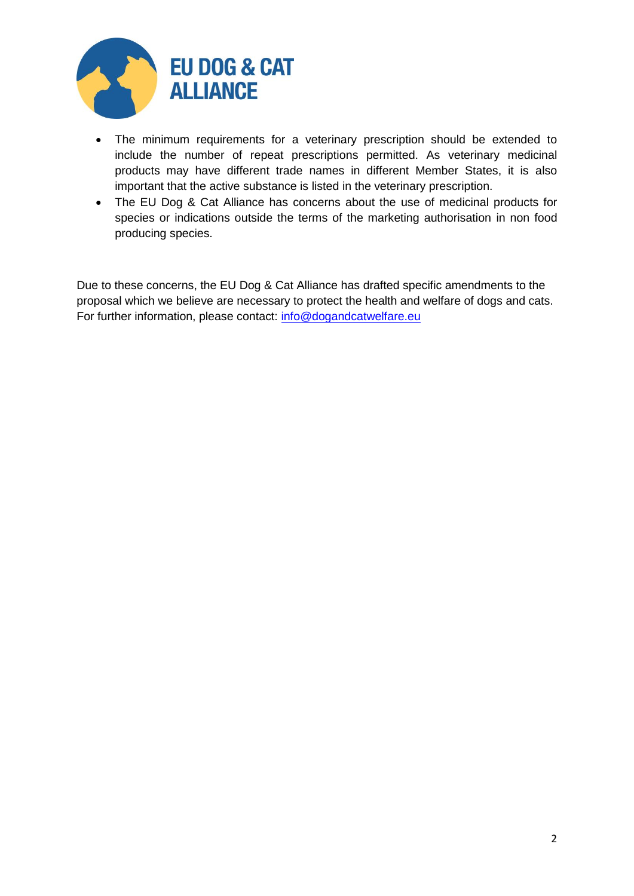- The minimum requirements for a veterinary prescription should be extended to include the number of repeat prescriptions permitted. As veterinary medicinal products may have different trade names in different Member States, it is also important that the active substance is listed in the veterinary prescription.
- The EU Dog & Cat Alliance has concerns about the use of medicinal products for species or indications outside the terms of the marketing authorisation in non food producing species.

Due to these concerns, the EU Dog & Cat Alliance has drafted specific amendments to the proposal which we believe are necessary to protect the health and welfare of dogs and cats. For further information, please contact: info@dogandcatwelfare.eu